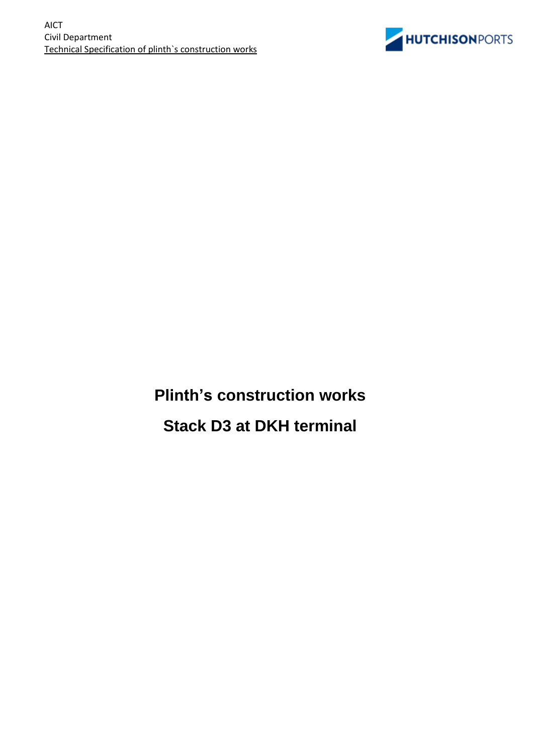# Plinth's construction works

# Stack D3 at DKH terminal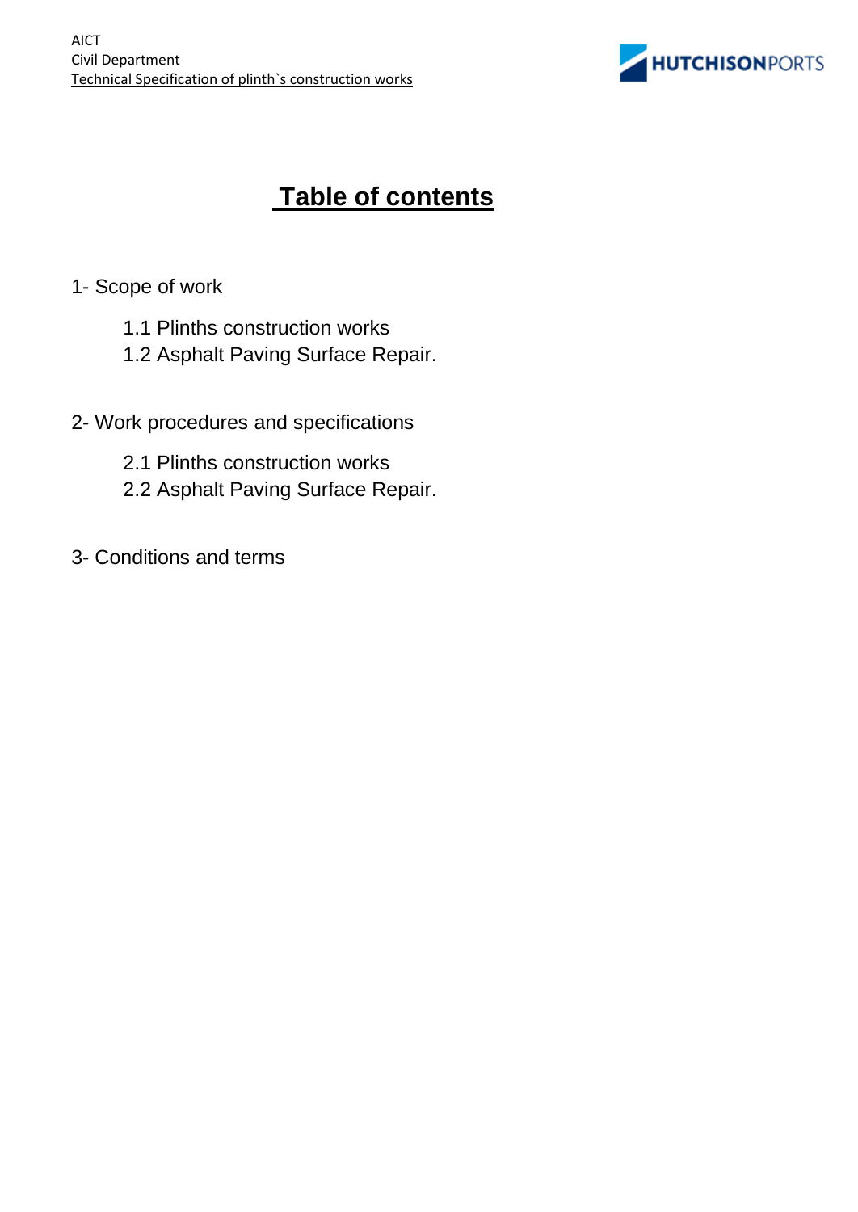# Table of contents

1- Scope of work

- 1.1 Plinths construction works
- 1.2 Asphalt Paving Surface Repair.

2- Work procedures and specifications

- 2.1 Plinths construction works
- 2.2 Asphalt Paving Surface Repair.

3- Conditions and terms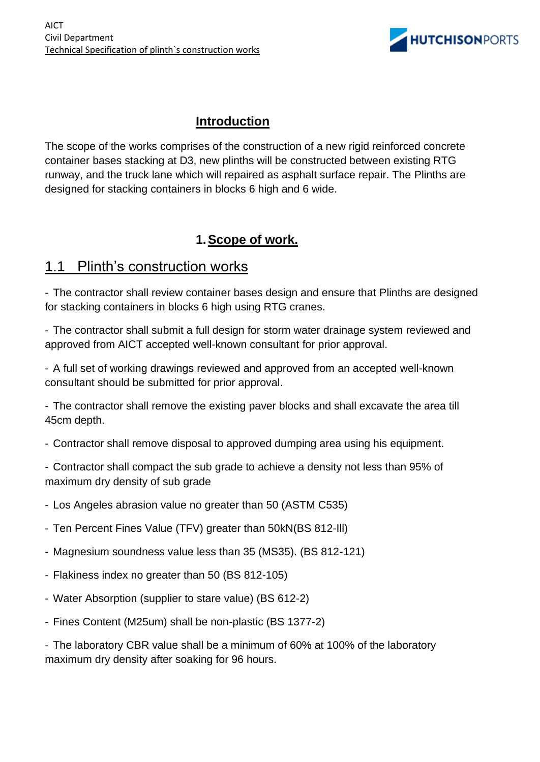## Introduction

The scope of the works comprises of the construction of a new rigid reinforced concrete container bases stacking at D3, new plinths will be constructed between existing RTG runway, and the truck lane which will repaired as asphalt surface repair. The Plinths are designed for stacking containers in blocks 6 high and 6 wide.

# 1. Scope of work.

## 1.1 Plinth's construction works

- The contractor shall review container bases design and ensure that Plinths are designed for stacking containers in blocks 6 high using RTG cranes.
- The contractor shall submit a full design for storm water drainage system reviewed and approved from AICT accepted well-known consultant for prior approval.
- A full set of working drawings reviewed and approved from an accepted well-known consultant should be submitted for prior approval.
- The contractor shall remove the existing paver blocks and shall excavate the area till 45cm depth.
- Contractor shall remove disposal to approved dumping area using his equipment.
- Contractor shall compact the sub grade to achieve a density not less than 95% of maximum dry density of sub grade
- Los Angeles abrasion value no greater than 50 (ASTM C535)
- Ten Percent Fines Value (TFV) greater than 50kN(BS 812-Ill)
- Magnesium soundness value less than 35 (MS35). (BS 812-121)
- Flakiness index no greater than 50 (BS 812-105)
- Water Absorption (supplier to stare value) (BS 612-2)
- Fines Content (M25um) shall be non-plastic (BS 1377-2)
- The laboratory CBR value shall be a minimum of 60% at 100% of the laboratory maximum dry density after soaking for 96 hours.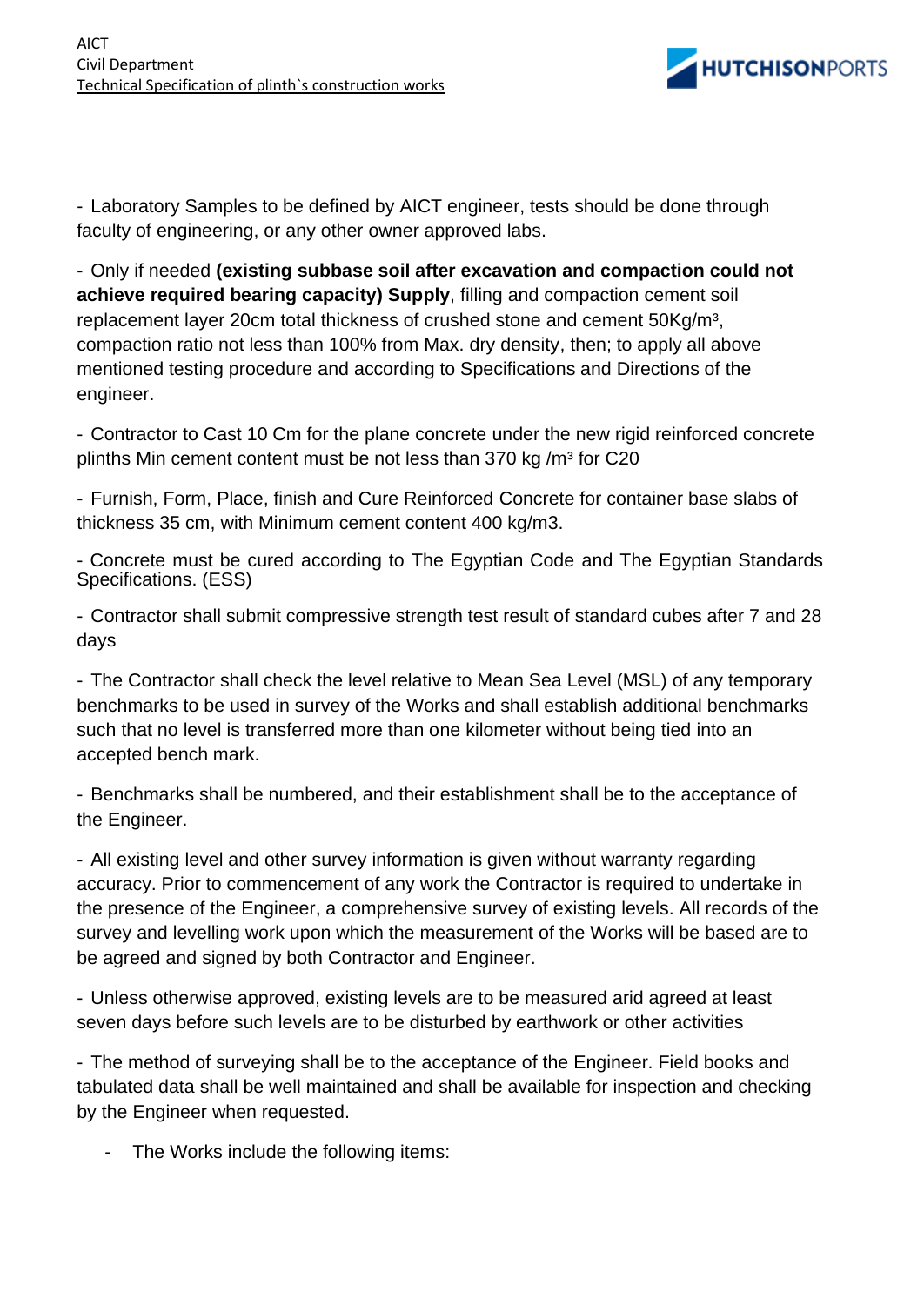- Laboratory Samples to be defined by AICT engineer, tests should be done through faculty of engineering, or any other owner approved labs.

- Only if needed **(existing subbase soil after excavation and compaction could not achieve required bearing capacity) Supply**, filling and compaction cement soil replacement layer 20cm total thickness of crushed stone and cement 50Kg/m³, compaction ratio not less than 100% from Max. dry density, then; to apply all above mentioned testing procedure and according to Specifications and Directions of the engineer.

- Contractor to Cast 10 Cm for the plane concrete under the new rigid reinforced concrete plinths Min cement content must be not less than 370 kg /m³ for C20

- Furnish, Form, Place, finish and Cure Reinforced Concrete for container base slabs of thickness 35 cm, with Minimum cement content 400 kg/m3.

- Concrete must be cured according to The Egyptian Code and The Egyptian Standards Specifications. (ESS)

- Contractor shall submit compressive strength test result of standard cubes after 7 and 28 days

- The Contractor shall check the level relative to Mean Sea Level (MSL) of any temporary benchmarks to be used in survey of the Works and shall establish additional benchmarks such that no level is transferred more than one kilometer without being tied into an accepted bench mark.

- Benchmarks shall be numbered, and their establishment shall be to the acceptance of the Engineer.

- All existing level and other survey information is given without warranty regarding accuracy. Prior to commencement of any work the Contractor is required to undertake in the presence of the Engineer, a comprehensive survey of existing levels. All records of the survey and levelling work upon which the measurement of the Works will be based are to be agreed and signed by both Contractor and Engineer.

- Unless otherwise approved, existing levels are to be measured arid agreed at least seven days before such levels are to be disturbed by earthwork or other activities

- The method of surveying shall be to the acceptance of the Engineer. Field books and tabulated data shall be well maintained and shall be available for inspection and checking by the Engineer when requested.

- The Works include the following items: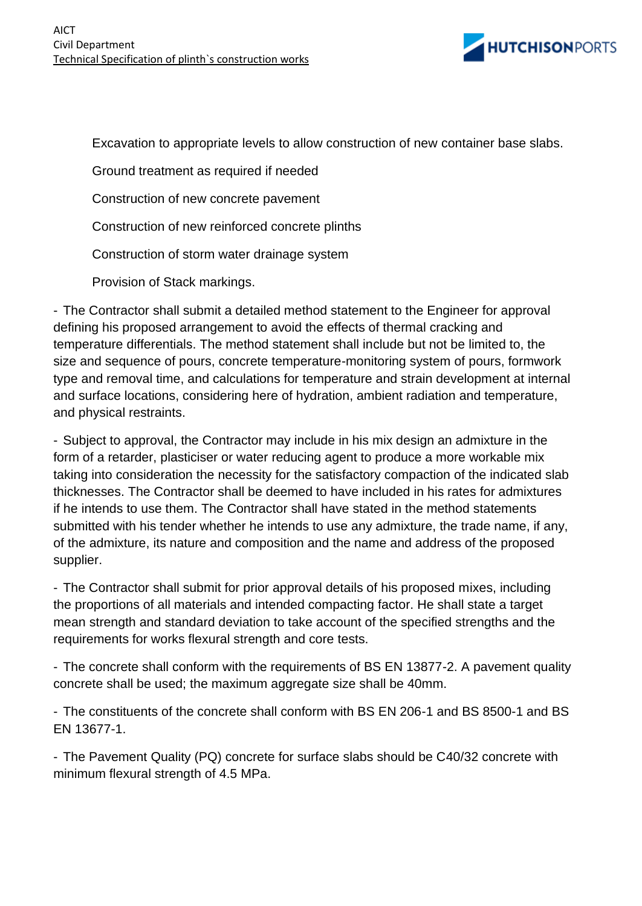Excavation to appropriate levels to allow construction of new container base slabs.

Ground treatment as required if needed

Construction of new concrete pavement

Construction of new reinforced concrete plinths

Construction of storm water drainage system

Provision of Stack markings.

- The Contractor shall submit a detailed method statement to the Engineer for approval defining his proposed arrangement to avoid the effects of thermal cracking and temperature differentials. The method statement shall include but not be limited to, the size and sequence of pours, concrete temperature-monitoring system of pours, formwork type and removal time, and calculations for temperature and strain development at internal and surface locations, considering here of hydration, ambient radiation and temperature, and physical restraints.

- Subject to approval, the Contractor may include in his mix design an admixture in the form of a retarder, plasticiser or water reducing agent to produce a more workable mix taking into consideration the necessity for the satisfactory compaction of the indicated slab thicknesses. The Contractor shall be deemed to have included in his rates for admixtures if he intends to use them. The Contractor shall have stated in the method statements submitted with his tender whether he intends to use any admixture, the trade name, if any, of the admixture, its nature and composition and the name and address of the proposed supplier.

- The Contractor shall submit for prior approval details of his proposed mixes, including the proportions of all materials and intended compacting factor. He shall state a target mean strength and standard deviation to take account of the specified strengths and the requirements for works flexural strength and core tests.

- The concrete shall conform with the requirements of BS EN 13877-2. A pavement quality concrete shall be used; the maximum aggregate size shall be 40mm.

- The constituents of the concrete shall conform with BS EN 206-1 and BS 8500-1 and BS EN 13677-1.

- The Pavement Quality (PQ) concrete for surface slabs should be C40/32 concrete with minimum flexural strength of 4.5 MPa.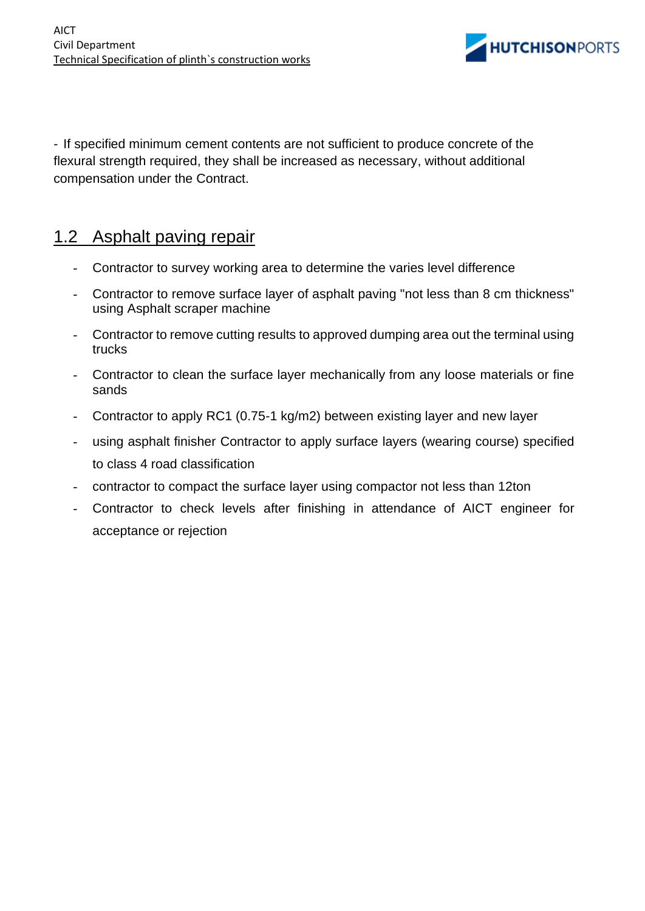- If specified minimum cement contents are not sufficient to produce concrete of the flexural strength required, they shall be increased as necessary, without additional compensation under the Contract.

## 1.2 Asphalt paving repair

- Contractor to survey working area to determine the varies level difference
- Contractor to remove surface layer of asphalt paving "not less than 8 cm thickness" using Asphalt scraper machine
- Contractor to remove cutting results to approved dumping area out the terminal using trucks
- Contractor to clean the surface layer mechanically from any loose materials or fine sands
- Contractor to apply RC1 (0.75-1 kg/m2) between existing layer and new layer
- using asphalt finisher Contractor to apply surface layers (wearing course) specified to class 4 road classification
- contractor to compact the surface layer using compactor not less than 12ton
- Contractor to check levels after finishing in attendance of AICT engineer for acceptance or rejection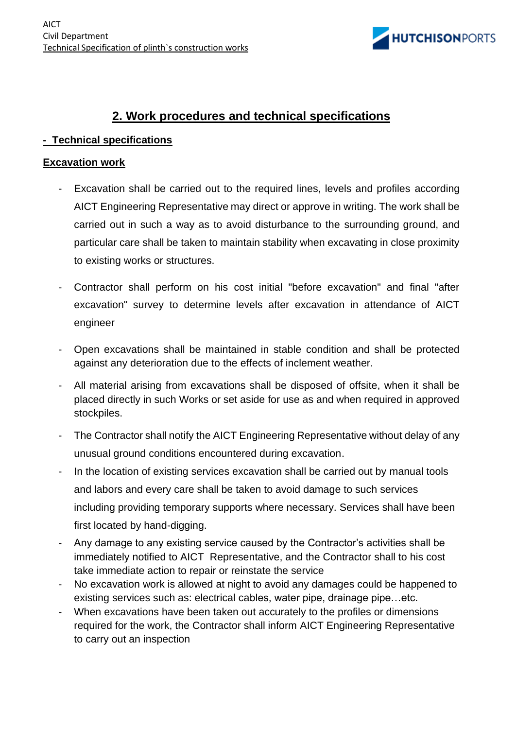## 2. Work procedures and technical specifications

**- Technical specifications**

**Excavation work**

- Excavation shall be carried out to the required lines, levels and profiles according AICT Engineering Representative may direct or approve in writing. The work shall be carried out in such a way as to avoid disturbance to the surrounding ground, and particular care shall be taken to maintain stability when excavating in close proximity to existing works or structures.
- Contractor shall perform on his cost initial "before excavation" and final "after excavation" survey to determine levels after excavation in attendance of AICT engineer
- Open excavations shall be maintained in stable condition and shall be protected against any deterioration due to the effects of inclement weather.
- All material arising from excavations shall be disposed of offsite, when it shall be placed directly in such Works or set aside for use as and when required in approved stockpiles.
- The Contractor shall notify the AICT Engineering Representative without delay of any unusual ground conditions encountered during excavation.
- In the location of existing services excavation shall be carried out by manual tools and labors and every care shall be taken to avoid damage to such services including providing temporary supports where necessary. Services shall have been first located by hand-digging.
- Any damage to any existing service caused by the Contractor's activities shall be immediately notified to AICT Representative, and the Contractor shall to his cost take immediate action to repair or reinstate the service
- No excavation work is allowed at night to avoid any damages could be happened to existing services such as: electrical cables, water pipe, drainage pipe…etc.
- When excavations have been taken out accurately to the profiles or dimensions required for the work, the Contractor shall inform AICT Engineering Representative to carry out an inspection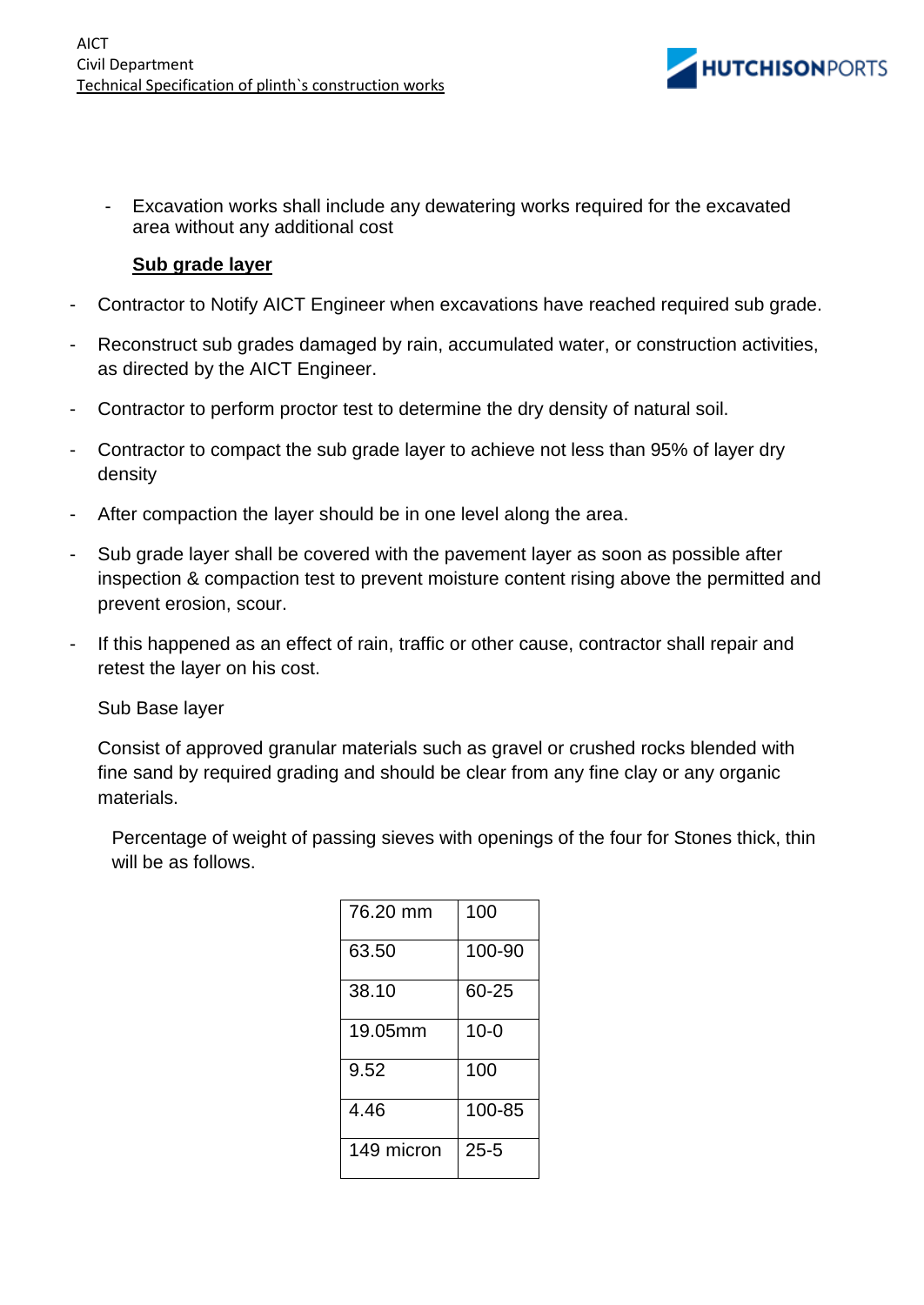- Excavation works shall include any dewatering works required for the excavated area without any additional cost

**<u>Sub grade layer</u>**

- Contractor to Notify AICT Engineer when excavations have reached required sub grade.
- Reconstruct sub grades damaged by rain, accumulated water, or construction activities, as directed by the AICT Engineer.
- Contractor to perform proctor test to determine the dry density of natural soil.
- Contractor to compact the sub grade layer to achieve not less than 95% of layer dry density
- After compaction the layer should be in one level along the area.
- Sub grade layer shall be covered with the pavement layer as soon as possible after inspection & compaction test to prevent moisture content rising above the permitted and prevent erosion, scour.
- If this happened as an effect of rain, traffic or other cause, contractor shall repair and retest the layer on his cost.

Sub Base layer

Consist of approved granular materials such as gravel or crushed rocks blended with fine sand by required grading and should be clear from any fine clay or any organic materials.

Percentage of weight of passing sieves with openings of the four for Stones thick, thin will be as follows.

| | |
|---|---|
| 76.20 mm | 100 |
| 63.50 | 100-90 |
| 38.10 | 60-25 |
| 19.05mm | 10-0 |
| 9.52 | 100 |
| 4.46 | 100-85 |
| 149 micron | 25-5 |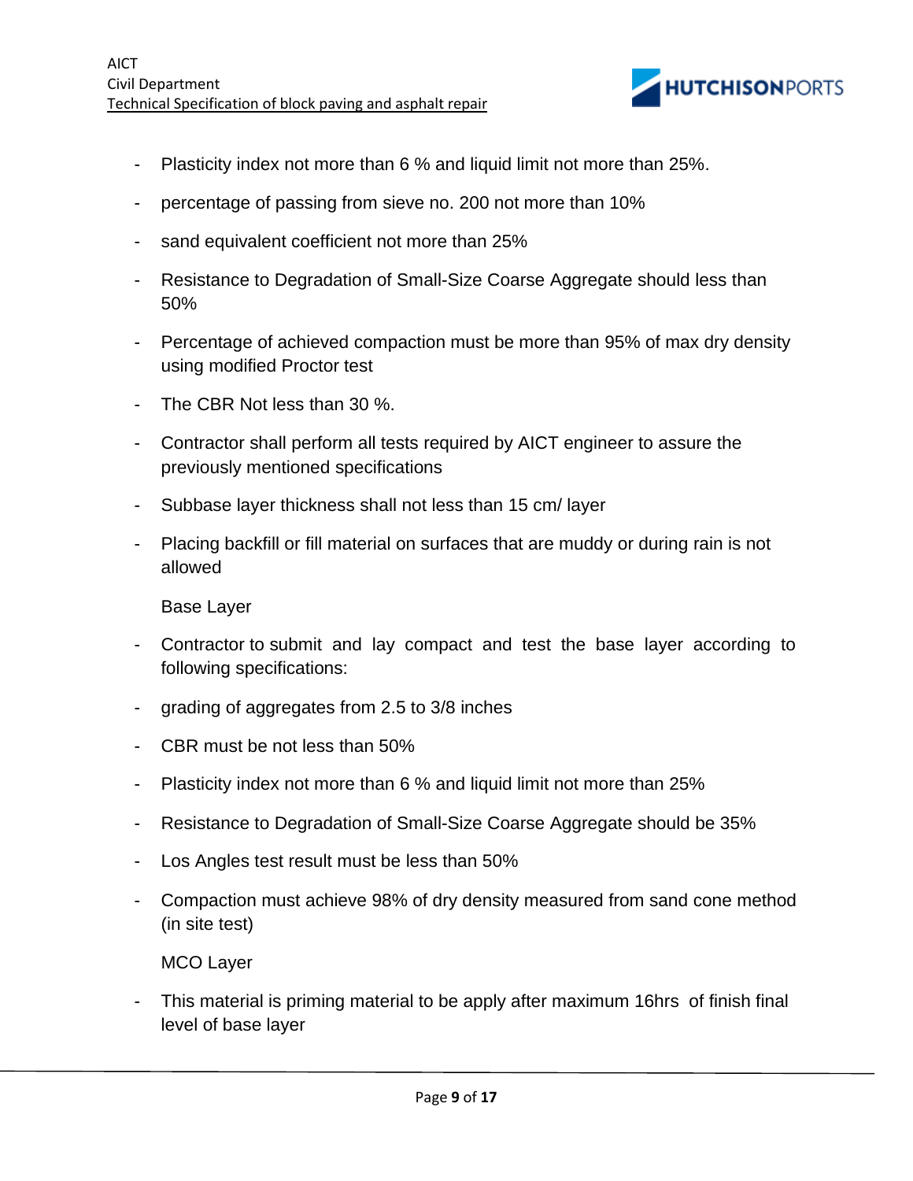- Plasticity index not more than 6 % and liquid limit not more than 25%.
- percentage of passing from sieve no. 200 not more than 10%
- sand equivalent coefficient not more than 25%
- Resistance to Degradation of Small-Size Coarse Aggregate should less than 50%
- Percentage of achieved compaction must be more than 95% of max dry density using modified Proctor test
- The CBR Not less than 30 %.
- Contractor shall perform all tests required by AICT engineer to assure the previously mentioned specifications
- Subbase layer thickness shall not less than 15 cm/ layer
- Placing backfill or fill material on surfaces that are muddy or during rain is not allowed

Base Layer

- Contractor to submit and lay compact and test the base layer according to following specifications:
- grading of aggregates from 2.5 to 3/8 inches
- CBR must be not less than 50%
- Plasticity index not more than 6 % and liquid limit not more than 25%
- Resistance to Degradation of Small-Size Coarse Aggregate should be 35%
- Los Angles test result must be less than 50%
- Compaction must achieve 98% of dry density measured from sand cone method (in site test)

MCO Layer

- This material is priming material to be apply after maximum 16hrs of finish final level of base layer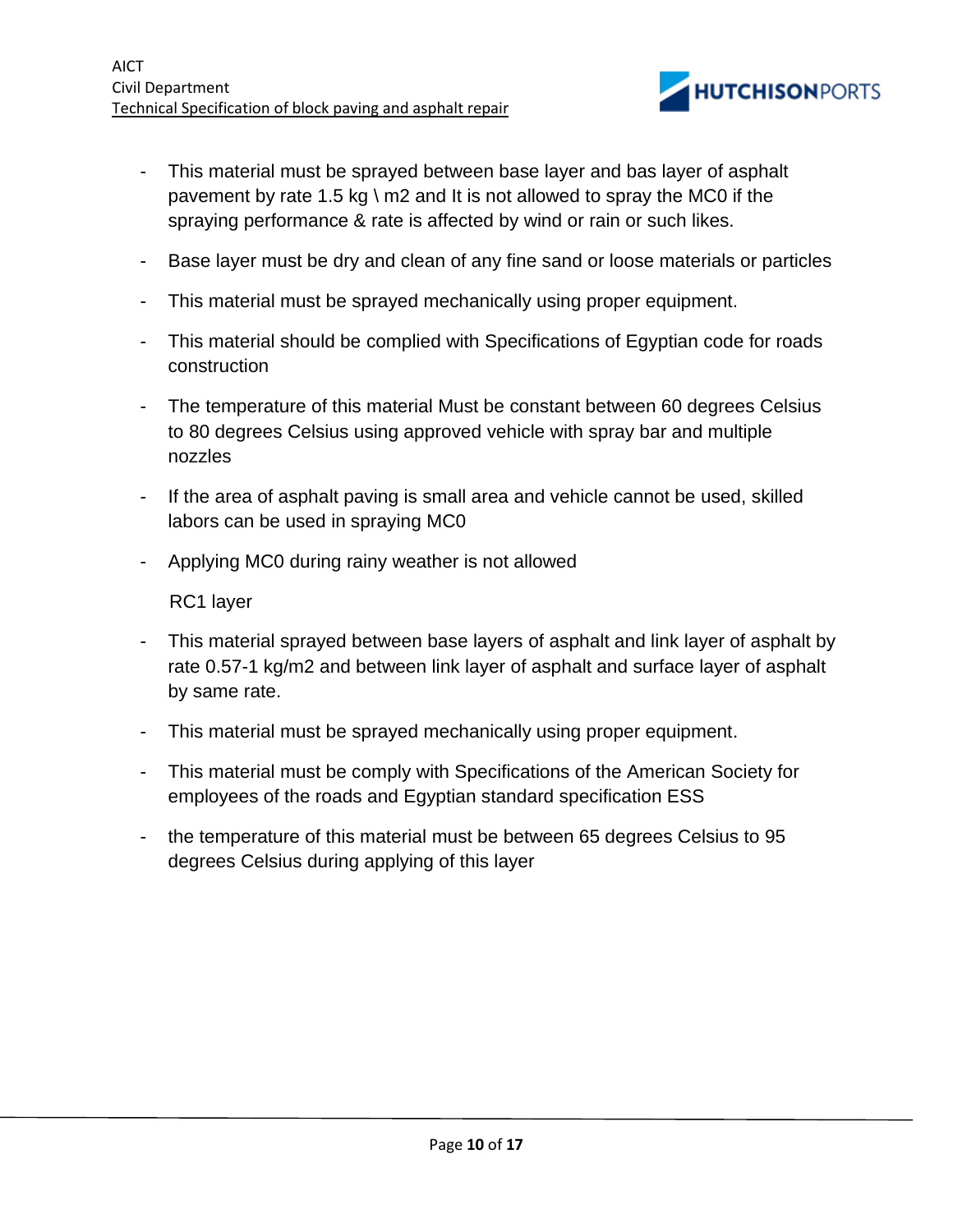- This material must be sprayed between base layer and bas layer of asphalt pavement by rate 1.5 kg \ m2 and It is not allowed to spray the MC0 if the spraying performance & rate is affected by wind or rain or such likes.
- Base layer must be dry and clean of any fine sand or loose materials or particles
- This material must be sprayed mechanically using proper equipment.
- This material should be complied with Specifications of Egyptian code for roads construction
- The temperature of this material Must be constant between 60 degrees Celsius to 80 degrees Celsius using approved vehicle with spray bar and multiple nozzles
- If the area of asphalt paving is small area and vehicle cannot be used, skilled labors can be used in spraying MC0
- Applying MC0 during rainy weather is not allowed

RC1 layer

- This material sprayed between base layers of asphalt and link layer of asphalt by rate 0.57-1 kg/m2 and between link layer of asphalt and surface layer of asphalt by same rate.
- This material must be sprayed mechanically using proper equipment.
- This material must be comply with Specifications of the American Society for employees of the roads and Egyptian standard specification ESS
- the temperature of this material must be between 65 degrees Celsius to 95 degrees Celsius during applying of this layer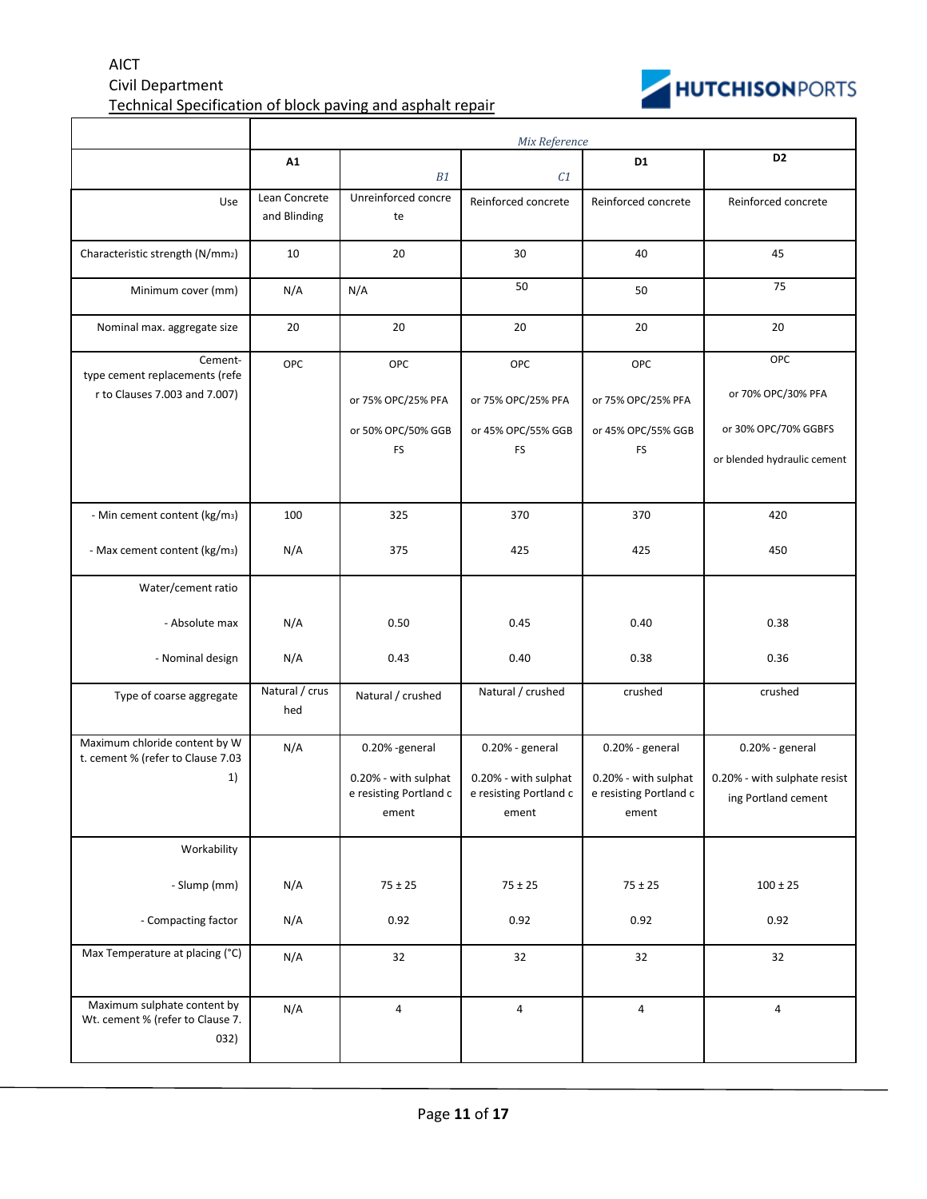| | *Mix Reference* | | | | |
|---|---|---|---|---|---|
| | A1 | *B1* | *C1* | D1 | D2 |
| Use | Lean Concrete and Blinding | Unreinforced concrete | Reinforced concrete | Reinforced concrete | Reinforced concrete |
| Characteristic strength ($N/mm_2$) | 10 | 20 | 30 | 40 | 45 |
| Minimum cover (mm) | N/A | N/A | 50 | 50 | 75 |
| Nominal max. aggregate size | 20 | 20 | 20 | 20 | 20 |
| Cement-type cement replacements (refer to Clauses 7.003 and 7.007) | OPC | OPC<br>or 75% OPC/25% PFA<br>or 50% OPC/50% GGBFS | OPC<br>or 75% OPC/25% PFA<br>or 45% OPC/55% GGBFS | OPC<br>or 75% OPC/25% PFA<br>or 45% OPC/55% GGBFS | OPC<br>or 70% OPC/30% PFA<br>or 30% OPC/70% GGBFS<br>or blended hydraulic cement |
| - Min cement content ($kg/m_3$)<br>- Max cement content ($kg/m_3$) | 100<br>N/A | 325<br>375 | 370<br>425 | 370<br>425 | 420<br>450 |
| Water/cement ratio<br>- Absolute max<br>- Nominal design | <br>N/A<br>N/A | <br>0.50<br>0.43 | <br>0.45<br>0.40 | <br>0.40<br>0.38 | <br>0.38<br>0.36 |
| Type of coarse aggregate | Natural / crushed | Natural / crushed | Natural / crushed | crushed | crushed |
| Maximum chloride content by Wt. cement % (refer to Clause 7.031) | N/A | 0.20% -general<br>0.20% - with sulphate resisting Portland cement | 0.20% - general<br>0.20% - with sulphate resisting Portland cement | 0.20% - general<br>0.20% - with sulphate resisting Portland cement | 0.20% - general<br>0.20% - with sulphate resisting Portland cement |
| Workability<br>- Slump (mm)<br>- Compacting factor | <br>N/A<br>N/A | <br>75 ± 25<br>0.92 | <br>75 ± 25<br>0.92 | <br>75 ± 25<br>0.92 | <br>100 ± 25<br>0.92 |
| Max Temperature at placing (°C) | N/A | 32 | 32 | 32 | 32 |
| Maximum sulphate content by Wt. cement % (refer to Clause 7.032) | N/A | 4 | 4 | 4 | 4 |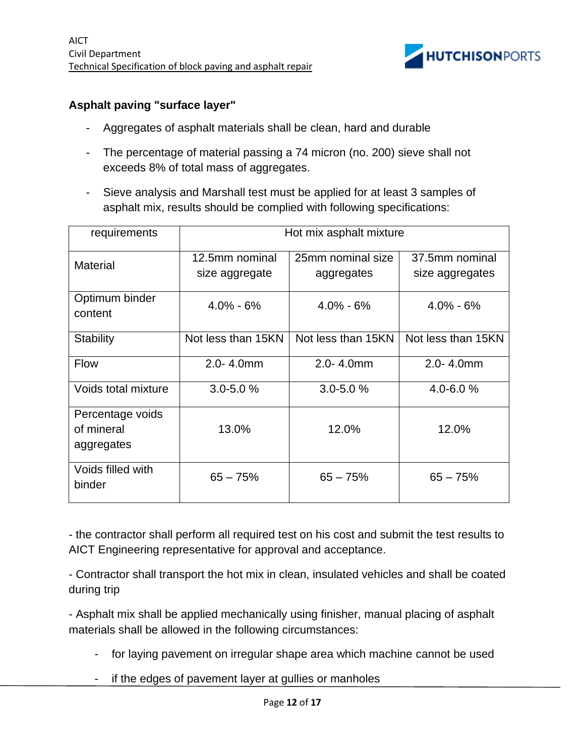### Asphalt paving "surface layer"

- Aggregates of asphalt materials shall be clean, hard and durable
- The percentage of material passing a 74 micron (no. 200) sieve shall not exceeds 8% of total mass of aggregates.
- Sieve analysis and Marshall test must be applied for at least 3 samples of asphalt mix, results should be complied with following specifications:

| requirements | Hot mix asphalt mixture | | |
|---|---|---|---|
| Material | 12.5mm nominal size aggregate | 25mm nominal size aggregates | 37.5mm nominal size aggregates |
| Optimum binder content | 4.0% - 6% | 4.0% - 6% | 4.0% - 6% |
| Stability | Not less than 15KN | Not less than 15KN | Not less than 15KN |
| Flow | 2.0- 4.0mm | 2.0- 4.0mm | 2.0- 4.0mm |
| Voids total mixture | 3.0-5.0 % | 3.0-5.0 % | 4.0-6.0 % |
| Percentage voids of mineral aggregates | 13.0% | 12.0% | 12.0% |
| Voids filled with binder | 65 – 75% | 65 – 75% | 65 – 75% |

- the contractor shall perform all required test on his cost and submit the test results to AICT Engineering representative for approval and acceptance.

- Contractor shall transport the hot mix in clean, insulated vehicles and shall be coated during trip

- Asphalt mix shall be applied mechanically using finisher, manual placing of asphalt materials shall be allowed in the following circumstances:

  - for laying pavement on irregular shape area which machine cannot be used
  - if the edges of pavement layer at gullies or manholes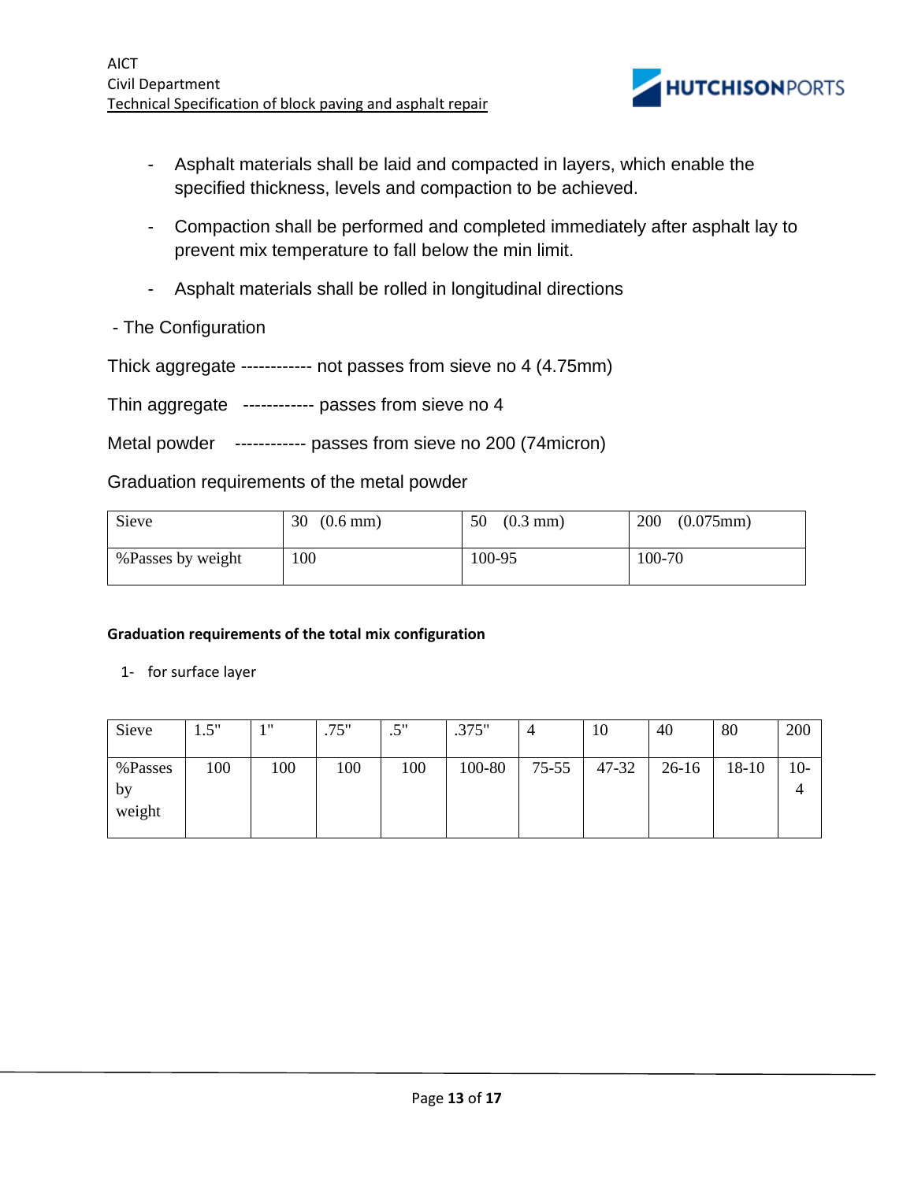- Asphalt materials shall be laid and compacted in layers, which enable the specified thickness, levels and compaction to be achieved.

- Compaction shall be performed and completed immediately after asphalt lay to prevent mix temperature to fall below the min limit.

- Asphalt materials shall be rolled in longitudinal directions

- The Configuration

Thick aggregate ------------ not passes from sieve no 4 (4.75mm)

Thin aggregate ------------ passes from sieve no 4

Metal powder ------------ passes from sieve no 200 (74micron)

Graduation requirements of the metal powder

| Sieve | 30 (0.6 mm) | 50 (0.3 mm) | 200 (0.075mm) |
|---|---|---|---|
| %Passes by weight | 100 | 100-95 | 100-70 |

**Graduation requirements of the total mix configuration**

1- for surface layer

| Sieve | 1.5" | 1" | .75" | .5" | .375" | 4 | 10 | 40 | 80 | 200 |
|---|---|---|---|---|---|---|---|---|---|---|
| %Passes by weight | 100 | 100 | 100 | 100 | 100-80 | 75-55 | 47-32 | 26-16 | 18-10 | 10-4 |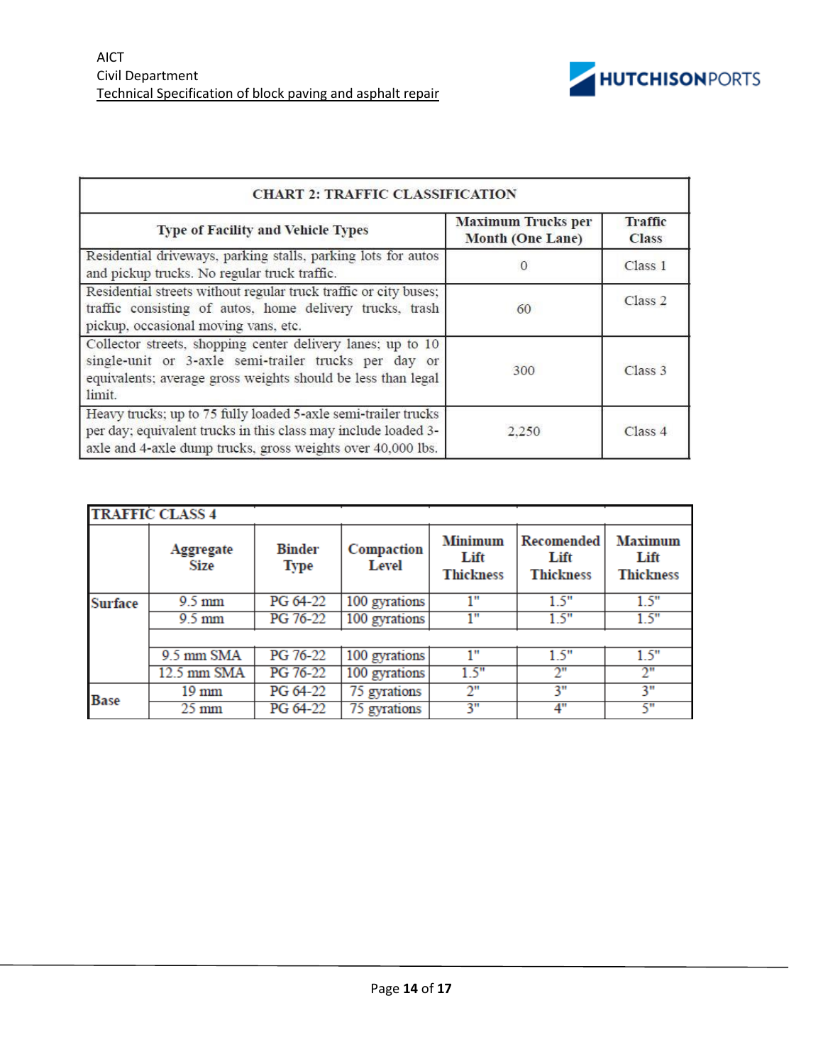| CHART 2: TRAFFIC CLASSIFICATION | | |
|---|---|---|
| **Type of Facility and Vehicle Types** | **Maximum Trucks per Month (One Lane)** | **Traffic Class** |
| Residential driveways, parking stalls, parking lots for autos and pickup trucks. No regular truck traffic. | 0 | Class 1 |
| Residential streets without regular truck traffic or city buses; traffic consisting of autos, home delivery trucks, trash pickup, occasional moving vans, etc. | 60 | Class 2 |
| Collector streets, shopping center delivery lanes; up to 10 single-unit or 3-axle semi-trailer trucks per day or equivalents; average gross weights should be less than legal limit. | 300 | Class 3 |
| Heavy trucks; up to 75 fully loaded 5-axle semi-trailer trucks per day; equivalent trucks in this class may include loaded 3-axle and 4-axle dump trucks, gross weights over 40,000 lbs. | 2,250 | Class 4 |

| TRAFFIC CLASS 4 | | | | | | |
|---|---|---|---|---|---|---|
| | **Aggregate Size** | **Binder Type** | **Compaction Level** | **Minimum Lift Thickness** | **Recomended Lift Thickness** | **Maximum Lift Thickness** |
| **Surface** | 9.5 mm | PG 64-22 | 100 gyrations | 1" | 1.5" | 1.5" |
| | 9.5 mm | PG 76-22 | 100 gyrations | 1" | 1.5" | 1.5" |
| | | | | | | |
| | 9.5 mm SMA | PG 76-22 | 100 gyrations | 1" | 1.5" | 1.5" |
| | 12.5 mm SMA | PG 76-22 | 100 gyrations | 1.5" | 2" | 2" |
| **Base** | 19 mm | PG 64-22 | 75 gyrations | 2" | 3" | 3" |
| | 25 mm | PG 64-22 | 75 gyrations | 3" | 4" | 5" |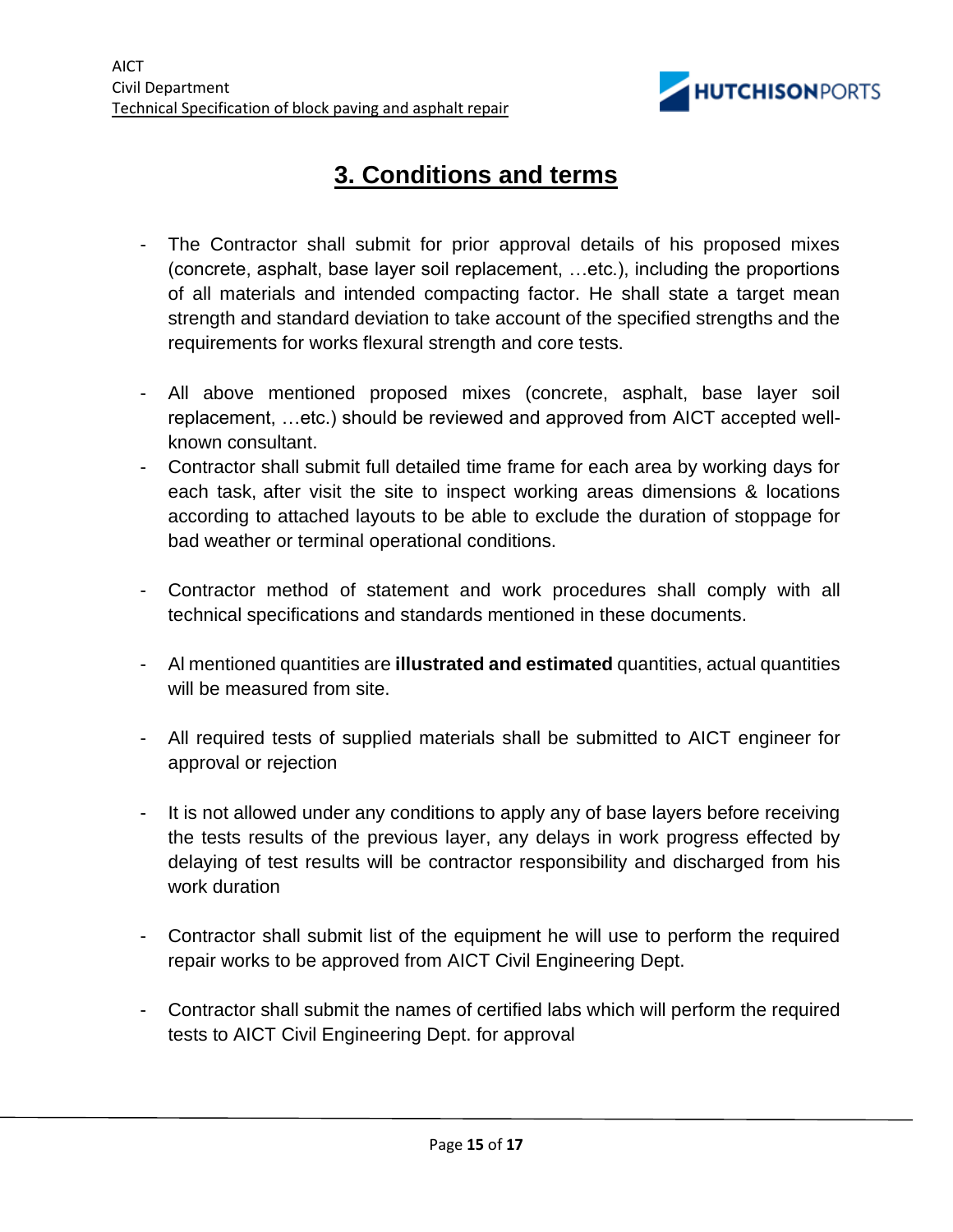# 3. Conditions and terms

- The Contractor shall submit for prior approval details of his proposed mixes (concrete, asphalt, base layer soil replacement, …etc.), including the proportions of all materials and intended compacting factor. He shall state a target mean strength and standard deviation to take account of the specified strengths and the requirements for works flexural strength and core tests.

- All above mentioned proposed mixes (concrete, asphalt, base layer soil replacement, …etc.) should be reviewed and approved from AICT accepted well-known consultant.
- Contractor shall submit full detailed time frame for each area by working days for each task, after visit the site to inspect working areas dimensions & locations according to attached layouts to be able to exclude the duration of stoppage for bad weather or terminal operational conditions.

- Contractor method of statement and work procedures shall comply with all technical specifications and standards mentioned in these documents.

- Al mentioned quantities are **illustrated and estimated** quantities, actual quantities will be measured from site.

- All required tests of supplied materials shall be submitted to AICT engineer for approval or rejection

- It is not allowed under any conditions to apply any of base layers before receiving the tests results of the previous layer, any delays in work progress effected by delaying of test results will be contractor responsibility and discharged from his work duration

- Contractor shall submit list of the equipment he will use to perform the required repair works to be approved from AICT Civil Engineering Dept.

- Contractor shall submit the names of certified labs which will perform the required tests to AICT Civil Engineering Dept. for approval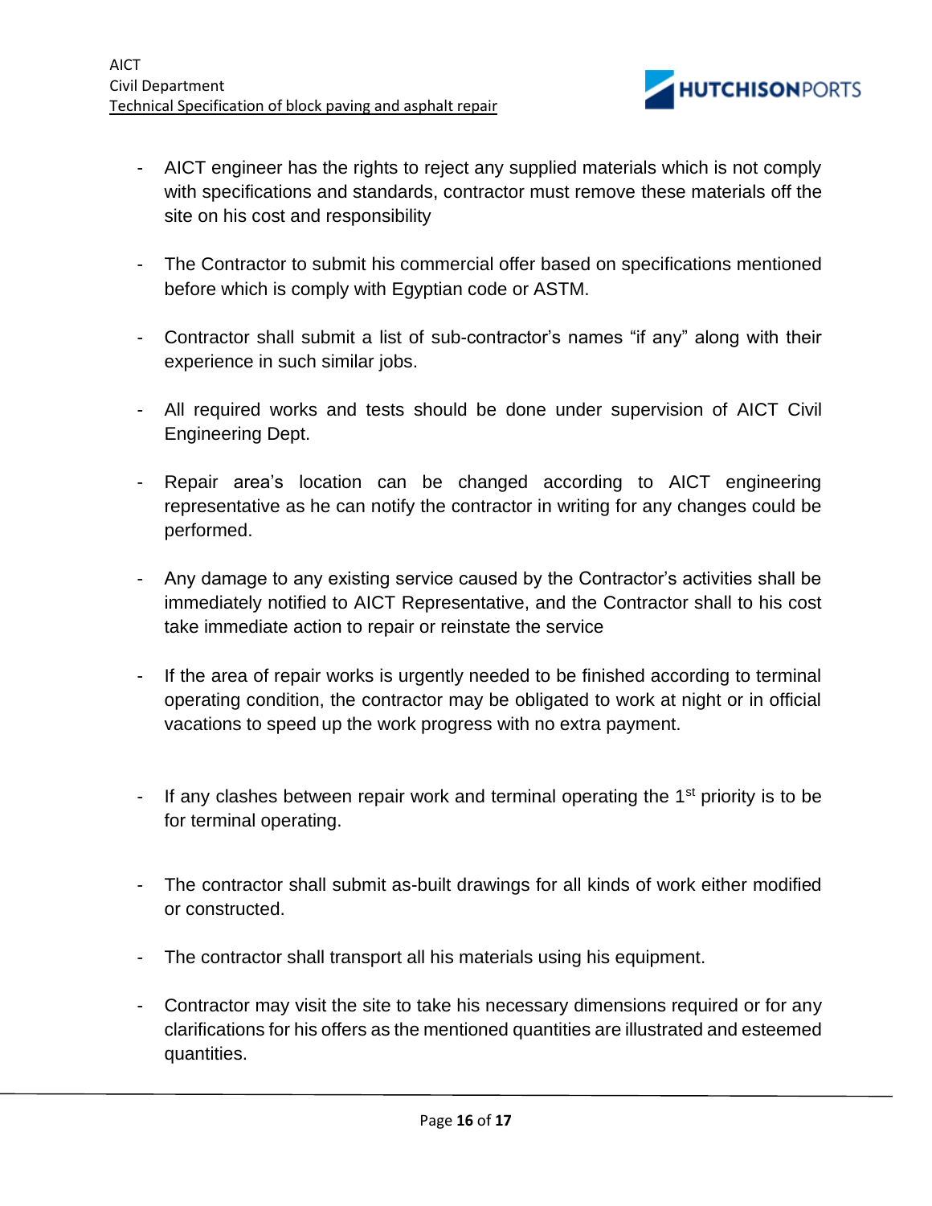- AICT engineer has the rights to reject any supplied materials which is not comply with specifications and standards, contractor must remove these materials off the site on his cost and responsibility

- The Contractor to submit his commercial offer based on specifications mentioned before which is comply with Egyptian code or ASTM.

- Contractor shall submit a list of sub-contractor's names "if any" along with their experience in such similar jobs.

- All required works and tests should be done under supervision of AICT Civil Engineering Dept.

- Repair area's location can be changed according to AICT engineering representative as he can notify the contractor in writing for any changes could be performed.

- Any damage to any existing service caused by the Contractor's activities shall be immediately notified to AICT Representative, and the Contractor shall to his cost take immediate action to repair or reinstate the service

- If the area of repair works is urgently needed to be finished according to terminal operating condition, the contractor may be obligated to work at night or in official vacations to speed up the work progress with no extra payment.

- If any clashes between repair work and terminal operating the 1st priority is to be for terminal operating.

- The contractor shall submit as-built drawings for all kinds of work either modified or constructed.

- The contractor shall transport all his materials using his equipment.

- Contractor may visit the site to take his necessary dimensions required or for any clarifications for his offers as the mentioned quantities are illustrated and esteemed quantities.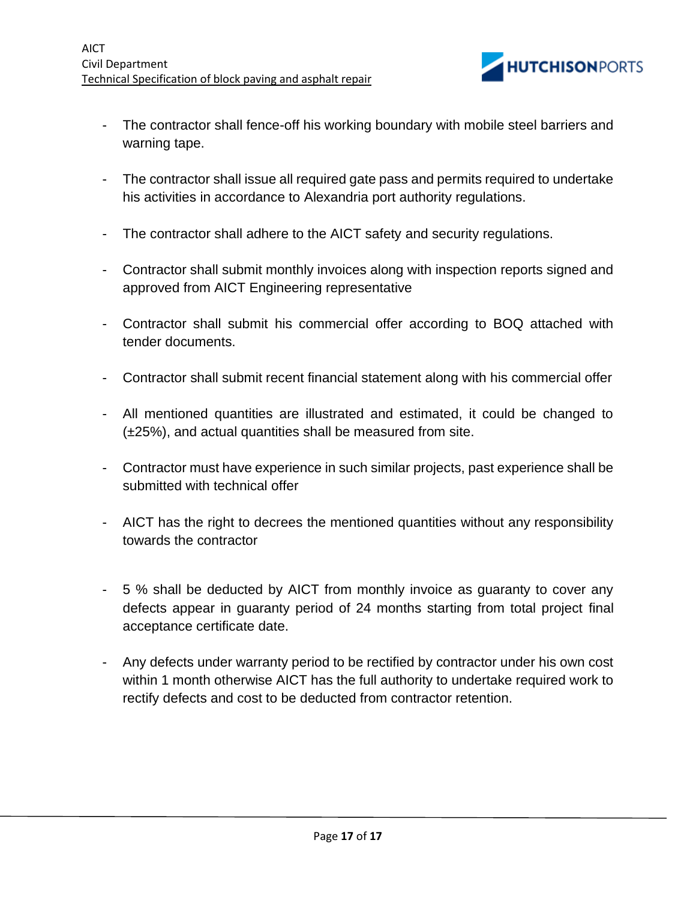- The contractor shall fence-off his working boundary with mobile steel barriers and warning tape.

- The contractor shall issue all required gate pass and permits required to undertake his activities in accordance to Alexandria port authority regulations.

- The contractor shall adhere to the AICT safety and security regulations.

- Contractor shall submit monthly invoices along with inspection reports signed and approved from AICT Engineering representative

- Contractor shall submit his commercial offer according to BOQ attached with tender documents.

- Contractor shall submit recent financial statement along with his commercial offer

- All mentioned quantities are illustrated and estimated, it could be changed to (±25%), and actual quantities shall be measured from site.

- Contractor must have experience in such similar projects, past experience shall be submitted with technical offer

- AICT has the right to decrees the mentioned quantities without any responsibility towards the contractor

- 5 % shall be deducted by AICT from monthly invoice as guaranty to cover any defects appear in guaranty period of 24 months starting from total project final acceptance certificate date.

- Any defects under warranty period to be rectified by contractor under his own cost within 1 month otherwise AICT has the full authority to undertake required work to rectify defects and cost to be deducted from contractor retention.